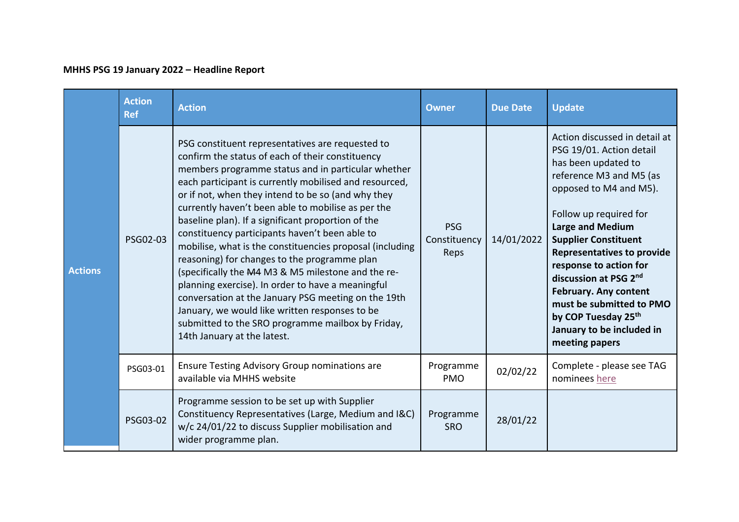**MHHS PSG 19 January 2022 – Headline Report**

| | Action Ref | Action | Owner | Due Date | Update |
|---|---|---|---|---|---|
| Actions | PSG02-03 | PSG constituent representatives are requested to confirm the status of each of their constituency members programme status and in particular whether each participant is currently mobilised and resourced, or if not, when they intend to be so (and why they currently haven't been able to mobilise as per the baseline plan). If a significant proportion of the constituency participants haven't been able to mobilise, what is the constituencies proposal (including reasoning) for changes to the programme plan (specifically the ~~M4~~ M3 & M5 milestone and the re-planning exercise). In order to have a meaningful conversation at the January PSG meeting on the 19th January, we would like written responses to be submitted to the SRO programme mailbox by Friday, 14th January at the latest. | PSG Constituency Reps | 14/01/2022 | Action discussed in detail at PSG 19/01. Action detail has been updated to reference M3 and M5 (as opposed to M4 and M5).<br><br>Follow up required for **Large and Medium Supplier Constituent Representatives to provide response to action for discussion at PSG 2nd February. Any content must be submitted to PMO by COP Tuesday 25th January to be included in meeting papers** |
| | PSG03-01 | Ensure Testing Advisory Group nominations are available via MHHS website | Programme PMO | 02/02/22 | Complete - please see TAG nominees here |
| | PSG03-02 | Programme session to be set up with Supplier Constituency Representatives (Large, Medium and I&C) w/c 24/01/22 to discuss Supplier mobilisation and wider programme plan. | Programme SRO | 28/01/22 | |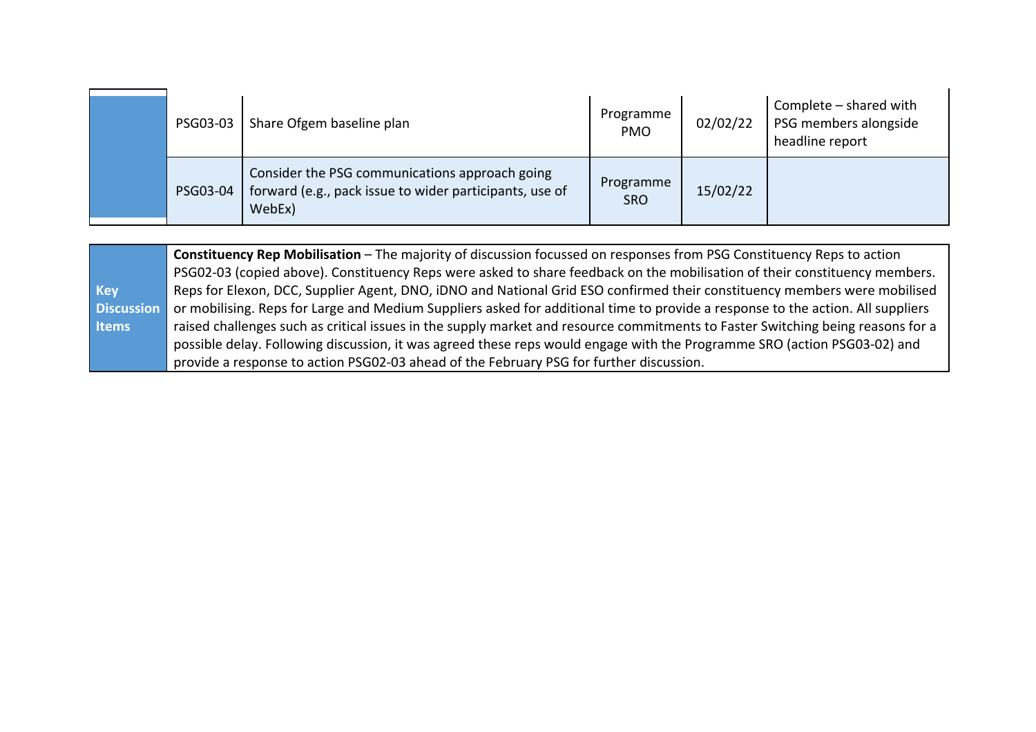| | | | | | |
|---|---|---|---|---|---|
| | PSG03-03 | Share Ofgem baseline plan | Programme PMO | 02/02/22 | Complete – shared with PSG members alongside headline report |
| | PSG03-04 | Consider the PSG communications approach going forward (e.g., pack issue to wider participants, use of WebEx) | Programme SRO | 15/02/22 | |

| | |
|---|---|
| **Key Discussion Items** | **Constituency Rep Mobilisation** – The majority of discussion focussed on responses from PSG Constituency Reps to action PSG02-03 (copied above). Constituency Reps were asked to share feedback on the mobilisation of their constituency members. Reps for Elexon, DCC, Supplier Agent, DNO, iDNO and National Grid ESO confirmed their constituency members were mobilised or mobilising. Reps for Large and Medium Suppliers asked for additional time to provide a response to the action. All suppliers raised challenges such as critical issues in the supply market and resource commitments to Faster Switching being reasons for a possible delay. Following discussion, it was agreed these reps would engage with the Programme SRO (action PSG03-02) and provide a response to action PSG02-03 ahead of the February PSG for further discussion. |